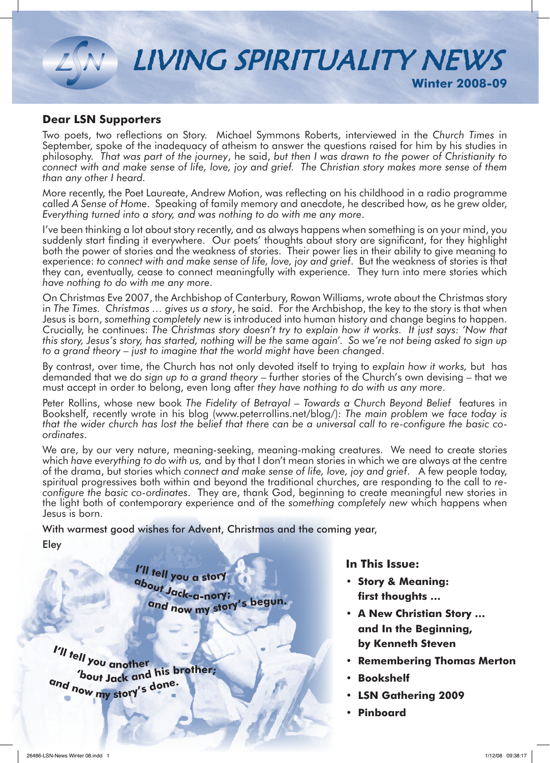# LIVING SPIRITUALITY NEWS

**Winter 2008-09**

## Dear LSN Supporters

Two poets, two reflections on Story. Michael Symmons Roberts, interviewed in the *Church Times* in September, spoke of the inadequacy of atheism to answer the questions raised for him by his studies in philosophy. *That was part of the journey*, he said, *but then I was drawn to the power of Christianity to connect with and make sense of life, love, joy and grief. The Christian story makes more sense of them than any other I heard.*

More recently, the Poet Laureate, Andrew Motion, was reflecting on his childhood in a radio programme called *A Sense of Home*. Speaking of family memory and anecdote, he described how, as he grew older, *Everything turned into a story, and was nothing to do with me any more.*

I've been thinking a lot about story recently, and as always happens when something is on your mind, you suddenly start finding it everywhere. Our poets' thoughts about story are significant, for they highlight both the power of stories and the weakness of stories. Their power lies in their ability to give meaning to experience: *to connect with and make sense of life, love, joy and grief*. But the weakness of stories is that they can, eventually, cease to connect meaningfully with experience. They turn into mere stories which *have nothing to do with me any more*.

On Christmas Eve 2007, the Archbishop of Canterbury, Rowan Williams, wrote about the Christmas story in *The Times*. *Christmas … gives us a story*, he said. For the Archbishop, the key to the story is that when Jesus is born, *something completely new* is introduced into human history and change begins to happen. Crucially, he continues: *The Christmas story doesn't try to explain how it works. It just says: 'Now that this story, Jesus's story, has started, nothing will be the same again'. So we're not being asked to sign up to a grand theory – just to imagine that the world might have been changed*.

By contrast, over time, the Church has not only devoted itself to trying to *explain how it works,* but has demanded that we do *sign up to a grand theory* – further stories of the Church's own devising – that we must accept in order to belong, even long after *they have nothing to do with us any more*.

Peter Rollins, whose new book *The Fidelity of Betrayal – Towards a Church Beyond Belief* features in Bookshelf, recently wrote in his blog (www.peterrollins.net/blog/): *The main problem we face today is that the wider church has lost the belief that there can be a universal call to re-configure the basic co-ordinates*.

We are, by our very nature, meaning-seeking, meaning-making creatures. We need to create stories which *have everything to do with us,* and by that I don't mean stories in which we are always at the centre of the drama, but stories which *connect and make sense of life, love, joy and grief*. A few people today, spiritual progressives both within and beyond the traditional churches, are responding to the call to *re-configure the basic co-ordinates*. They are, thank God, beginning to create meaningful new stories in the light both of contemporary experience and of the *something completely new* which happens when Jesus is born.

With warmest good wishes for Advent, Christmas and the coming year,

Eley

**I'll tell you a story
about Jack-a-nory;
and now my story's begun.**

**I'll tell you another
'bout Jack and his brother;
and now my story's done.**

### In This Issue:

- **Story & Meaning: first thoughts …**
- **A New Christian Story … and In the Beginning, by Kenneth Steven**
- **Remembering Thomas Merton**
- **Bookshelf**
- **LSN Gathering 2009**
- **Pinboard**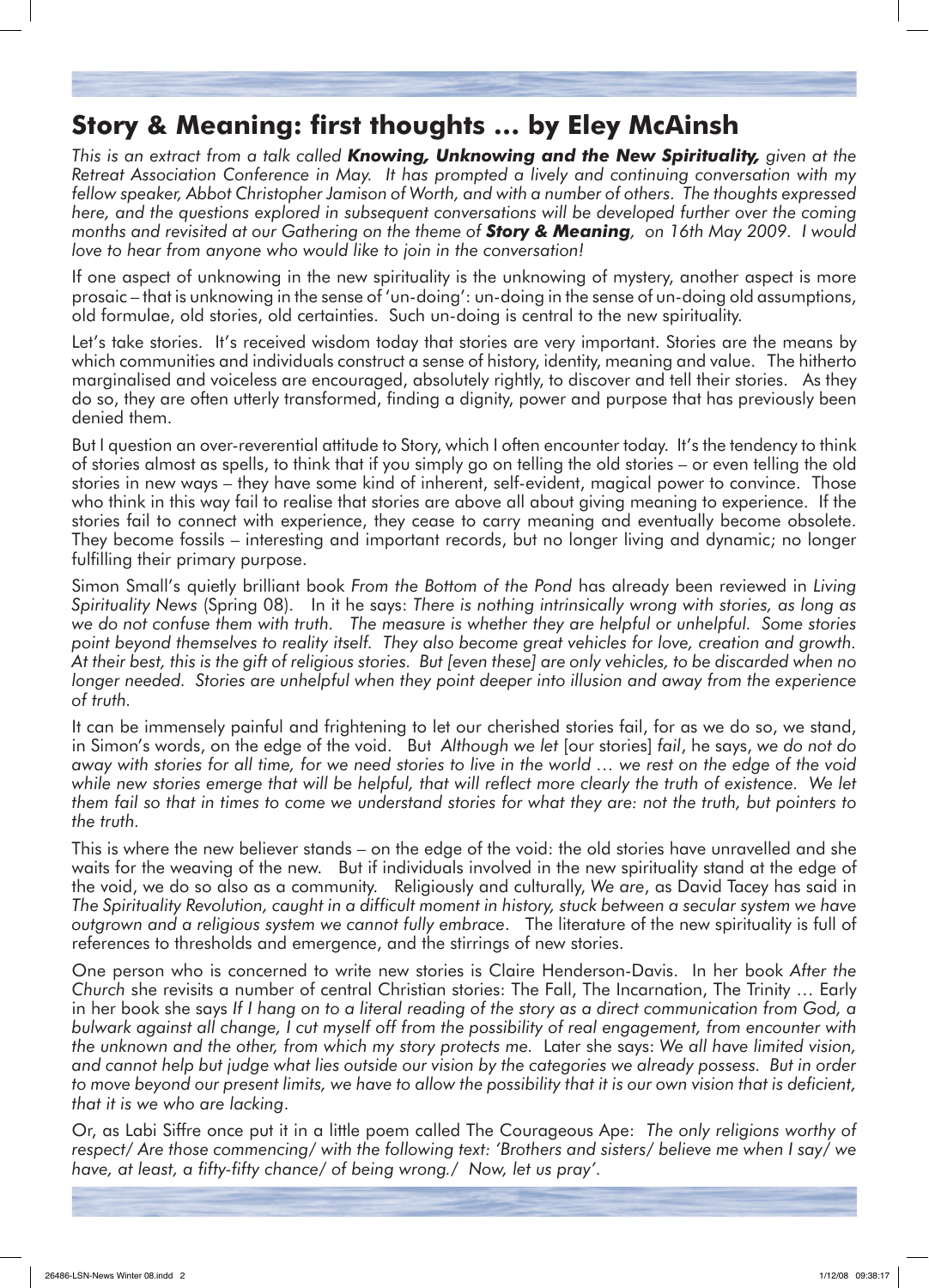## Story & Meaning: first thoughts … by Eley McAinsh

*This is an extract from a talk called **Knowing, Unknowing and the New Spirituality,** given at the Retreat Association Conference in May. It has prompted a lively and continuing conversation with my fellow speaker, Abbot Christopher Jamison of Worth, and with a number of others. The thoughts expressed here, and the questions explored in subsequent conversations will be developed further over the coming months and revisited at our Gathering on the theme of **Story & Meaning**, on 16th May 2009. I would love to hear from anyone who would like to join in the conversation!*

If one aspect of unknowing in the new spirituality is the unknowing of mystery, another aspect is more prosaic – that is unknowing in the sense of 'un-doing': un-doing in the sense of un-doing old assumptions, old formulae, old stories, old certainties. Such un-doing is central to the new spirituality.

Let's take stories. It's received wisdom today that stories are very important. Stories are the means by which communities and individuals construct a sense of history, identity, meaning and value. The hitherto marginalised and voiceless are encouraged, absolutely rightly, to discover and tell their stories. As they do so, they are often utterly transformed, finding a dignity, power and purpose that has previously been denied them.

But I question an over-reverential attitude to Story, which I often encounter today. It's the tendency to think of stories almost as spells, to think that if you simply go on telling the old stories – or even telling the old stories in new ways – they have some kind of inherent, self-evident, magical power to convince. Those who think in this way fail to realise that stories are above all about giving meaning to experience. If the stories fail to connect with experience, they cease to carry meaning and eventually become obsolete. They become fossils – interesting and important records, but no longer living and dynamic; no longer fulfilling their primary purpose.

Simon Small's quietly brilliant book *From the Bottom of the Pond* has already been reviewed in *Living Spirituality News* (Spring 08). In it he says: *There is nothing intrinsically wrong with stories, as long as we do not confuse them with truth. The measure is whether they are helpful or unhelpful. Some stories point beyond themselves to reality itself. They also become great vehicles for love, creation and growth. At their best, this is the gift of religious stories. But [even these] are only vehicles, to be discarded when no longer needed. Stories are unhelpful when they point deeper into illusion and away from the experience of truth.*

It can be immensely painful and frightening to let our cherished stories fail, for as we do so, we stand, in Simon's words, on the edge of the void. But *Although we let* [our stories] *fail*, he says, *we do not do away with stories for all time, for we need stories to live in the world … we rest on the edge of the void while new stories emerge that will be helpful, that will reflect more clearly the truth of existence. We let them fail so that in times to come we understand stories for what they are: not the truth, but pointers to the truth.*

This is where the new believer stands – on the edge of the void: the old stories have unravelled and she waits for the weaving of the new. But if individuals involved in the new spirituality stand at the edge of the void, we do so also as a community. Religiously and culturally, *We are*, as David Tacey has said in *The Spirituality Revolution, caught in a difficult moment in history, stuck between a secular system we have outgrown and a religious system we cannot fully embrace*. The literature of the new spirituality is full of references to thresholds and emergence, and the stirrings of new stories.

One person who is concerned to write new stories is Claire Henderson-Davis. In her book *After the Church* she revisits a number of central Christian stories: The Fall, The Incarnation, The Trinity … Early in her book she says *If I hang on to a literal reading of the story as a direct communication from God, a bulwark against all change, I cut myself off from the possibility of real engagement, from encounter with the unknown and the other, from which my story protects me.* Later she says: *We all have limited vision, and cannot help but judge what lies outside our vision by the categories we already possess. But in order to move beyond our present limits, we have to allow the possibility that it is our own vision that is deficient, that it is we who are lacking*.

Or, as Labi Siffre once put it in a little poem called The Courageous Ape: *The only religions worthy of respect/ Are those commencing/ with the following text: 'Brothers and sisters/ believe me when I say/ we have, at least, a fifty-fifty chance/ of being wrong./ Now, let us pray'.*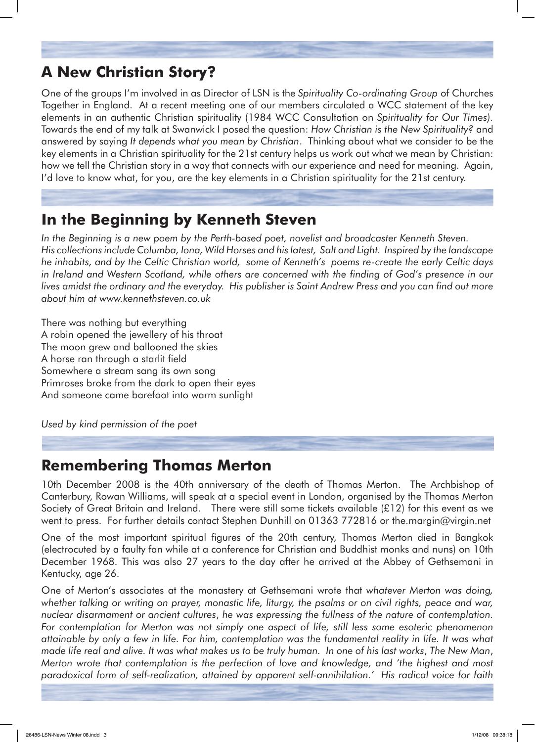## A New Christian Story?

One of the groups I'm involved in as Director of LSN is the *Spirituality Co-ordinating Group* of Churches Together in England. At a recent meeting one of our members circulated a WCC statement of the key elements in an authentic Christian spirituality (1984 WCC Consultation on *Spirituality for Our Times)*. Towards the end of my talk at Swanwick I posed the question: *How Christian is the New Spirituality?* and answered by saying *It depends what you mean by Christian*. Thinking about what we consider to be the key elements in a Christian spirituality for the 21st century helps us work out what we mean by Christian: how we tell the Christian story in a way that connects with our experience and need for meaning. Again, I'd love to know what, for you, are the key elements in a Christian spirituality for the 21st century.

## In the Beginning by Kenneth Steven

*In the Beginning is a new poem by the Perth-based poet, novelist and broadcaster Kenneth Steven. His collections include Columba, Iona, Wild Horses and his latest, Salt and Light. Inspired by the landscape he inhabits, and by the Celtic Christian world, some of Kenneth's poems re-create the early Celtic days in Ireland and Western Scotland, while others are concerned with the finding of God's presence in our lives amidst the ordinary and the everyday. His publisher is Saint Andrew Press and you can find out more about him at www.kennethsteven.co.uk*

There was nothing but everything  
A robin opened the jewellery of his throat  
The moon grew and ballooned the skies  
A horse ran through a starlit field  
Somewhere a stream sang its own song  
Primroses broke from the dark to open their eyes  
And someone came barefoot into warm sunlight

*Used by kind permission of the poet*

## Remembering Thomas Merton

10th December 2008 is the 40th anniversary of the death of Thomas Merton. The Archbishop of Canterbury, Rowan Williams, will speak at a special event in London, organised by the Thomas Merton Society of Great Britain and Ireland. There were still some tickets available (£12) for this event as we went to press. For further details contact Stephen Dunhill on 01363 772816 or the.margin@virgin.net

One of the most important spiritual figures of the 20th century, Thomas Merton died in Bangkok (electrocuted by a faulty fan while at a conference for Christian and Buddhist monks and nuns) on 10th December 1968. This was also 27 years to the day after he arrived at the Abbey of Gethsemani in Kentucky, age 26.

One of Merton's associates at the monastery at Gethsemani wrote that *whatever Merton was doing, whether talking or writing on prayer, monastic life, liturgy, the psalms or on civil rights, peace and war, nuclear disarmament or ancient cultures*, *he was expressing the fullness of the nature of contemplation. For contemplation for Merton was not simply one aspect of life, still less some esoteric phenomenon attainable by only a few in life. For him, contemplation was the fundamental reality in life. It was what made life real and alive. It was what makes us to be truly human. In one of his last works*, *The New Man*, *Merton wrote that contemplation is the perfection of love and knowledge, and 'the highest and most paradoxical form of self-realization, attained by apparent self-annihilation.' His radical voice for faith*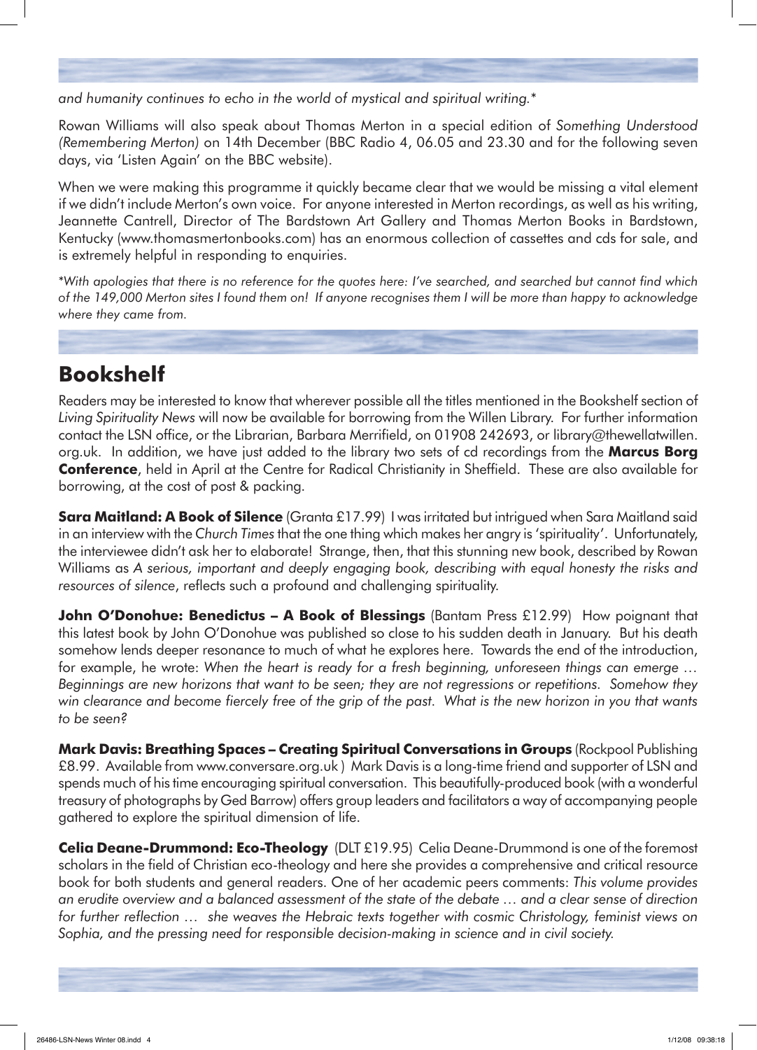*and humanity continues to echo in the world of mystical and spiritual writing.**

Rowan Williams will also speak about Thomas Merton in a special edition of *Something Understood (Remembering Merton)* on 14th December (BBC Radio 4, 06.05 and 23.30 and for the following seven days, via 'Listen Again' on the BBC website).

When we were making this programme it quickly became clear that we would be missing a vital element if we didn't include Merton's own voice. For anyone interested in Merton recordings, as well as his writing, Jeannette Cantrell, Director of The Bardstown Art Gallery and Thomas Merton Books in Bardstown, Kentucky (www.thomasmertonbooks.com) has an enormous collection of cassettes and cds for sale, and is extremely helpful in responding to enquiries.

*\*With apologies that there is no reference for the quotes here: I've searched, and searched but cannot find which of the 149,000 Merton sites I found them on! If anyone recognises them I will be more than happy to acknowledge where they came from.*

## Bookshelf

Readers may be interested to know that wherever possible all the titles mentioned in the Bookshelf section of *Living Spirituality News* will now be available for borrowing from the Willen Library. For further information contact the LSN office, or the Librarian, Barbara Merrifield, on 01908 242693, or library@thewellatwillen.org.uk. In addition, we have just added to the library two sets of cd recordings from the **Marcus Borg Conference**, held in April at the Centre for Radical Christianity in Sheffield. These are also available for borrowing, at the cost of post & packing.

**Sara Maitland: A Book of Silence** (Granta £17.99) I was irritated but intrigued when Sara Maitland said in an interview with the *Church Times* that the one thing which makes her angry is 'spirituality'. Unfortunately, the interviewee didn't ask her to elaborate! Strange, then, that this stunning new book, described by Rowan Williams as *A serious, important and deeply engaging book, describing with equal honesty the risks and resources of silence*, reflects such a profound and challenging spirituality.

**John O'Donohue: Benedictus – A Book of Blessings** (Bantam Press £12.99) How poignant that this latest book by John O'Donohue was published so close to his sudden death in January. But his death somehow lends deeper resonance to much of what he explores here. Towards the end of the introduction, for example, he wrote: *When the heart is ready for a fresh beginning, unforeseen things can emerge … Beginnings are new horizons that want to be seen; they are not regressions or repetitions. Somehow they win clearance and become fiercely free of the grip of the past. What is the new horizon in you that wants to be seen?*

**Mark Davis: Breathing Spaces – Creating Spiritual Conversations in Groups** (Rockpool Publishing £8.99. Available from www.conversare.org.uk ) Mark Davis is a long-time friend and supporter of LSN and spends much of his time encouraging spiritual conversation. This beautifully-produced book (with a wonderful treasury of photographs by Ged Barrow) offers group leaders and facilitators a way of accompanying people gathered to explore the spiritual dimension of life.

**Celia Deane-Drummond: Eco-Theology** (DLT £19.95) Celia Deane-Drummond is one of the foremost scholars in the field of Christian eco-theology and here she provides a comprehensive and critical resource book for both students and general readers. One of her academic peers comments: *This volume provides an erudite overview and a balanced assessment of the state of the debate … and a clear sense of direction for further reflection … she weaves the Hebraic texts together with cosmic Christology, feminist views on Sophia, and the pressing need for responsible decision-making in science and in civil society.*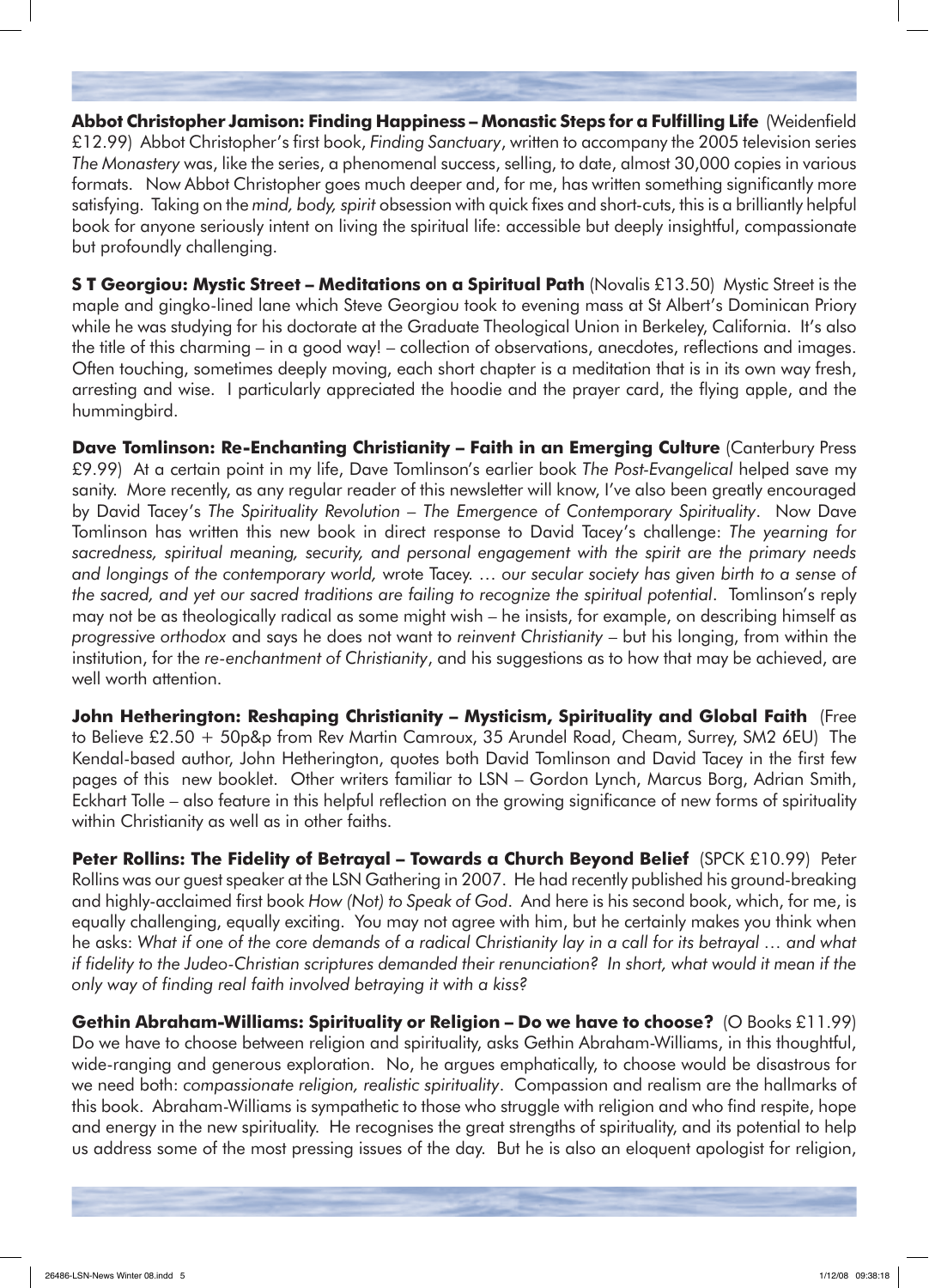**Abbot Christopher Jamison: Finding Happiness – Monastic Steps for a Fulfilling Life** (Weidenfield £12.99) Abbot Christopher's first book, *Finding Sanctuary*, written to accompany the 2005 television series *The Monastery* was, like the series, a phenomenal success, selling, to date, almost 30,000 copies in various formats. Now Abbot Christopher goes much deeper and, for me, has written something significantly more satisfying. Taking on the *mind, body, spirit* obsession with quick fixes and short-cuts, this is a brilliantly helpful book for anyone seriously intent on living the spiritual life: accessible but deeply insightful, compassionate but profoundly challenging.

**S T Georgiou: Mystic Street – Meditations on a Spiritual Path** (Novalis £13.50) Mystic Street is the maple and gingko-lined lane which Steve Georgiou took to evening mass at St Albert's Dominican Priory while he was studying for his doctorate at the Graduate Theological Union in Berkeley, California. It's also the title of this charming – in a good way! – collection of observations, anecdotes, reflections and images. Often touching, sometimes deeply moving, each short chapter is a meditation that is in its own way fresh, arresting and wise. I particularly appreciated the hoodie and the prayer card, the flying apple, and the hummingbird.

**Dave Tomlinson: Re-Enchanting Christianity – Faith in an Emerging Culture** (Canterbury Press £9.99) At a certain point in my life, Dave Tomlinson's earlier book *The Post-Evangelical* helped save my sanity. More recently, as any regular reader of this newsletter will know, I've also been greatly encouraged by David Tacey's *The Spirituality Revolution – The Emergence of Contemporary Spirituality*. Now Dave Tomlinson has written this new book in direct response to David Tacey's challenge: *The yearning for sacredness, spiritual meaning, security, and personal engagement with the spirit are the primary needs and longings of the contemporary world,* wrote Tacey. … *our secular society has given birth to a sense of the sacred, and yet our sacred traditions are failing to recognize the spiritual potential*. Tomlinson's reply may not be as theologically radical as some might wish – he insists, for example, on describing himself as *progressive orthodox* and says he does not want to *reinvent Christianity* – but his longing, from within the institution, for the *re-enchantment of Christianity*, and his suggestions as to how that may be achieved, are well worth attention.

**John Hetherington: Reshaping Christianity – Mysticism, Spirituality and Global Faith** (Free to Believe £2.50 + 50p&p from Rev Martin Camroux, 35 Arundel Road, Cheam, Surrey, SM2 6EU) The Kendal-based author, John Hetherington, quotes both David Tomlinson and David Tacey in the first few pages of this new booklet. Other writers familiar to LSN – Gordon Lynch, Marcus Borg, Adrian Smith, Eckhart Tolle – also feature in this helpful reflection on the growing significance of new forms of spirituality within Christianity as well as in other faiths.

**Peter Rollins: The Fidelity of Betrayal – Towards a Church Beyond Belief** (SPCK £10.99) Peter Rollins was our guest speaker at the LSN Gathering in 2007. He had recently published his ground-breaking and highly-acclaimed first book *How (Not) to Speak of God*. And here is his second book, which, for me, is equally challenging, equally exciting. You may not agree with him, but he certainly makes you think when he asks: *What if one of the core demands of a radical Christianity lay in a call for its betrayal … and what if fidelity to the Judeo-Christian scriptures demanded their renunciation? In short, what would it mean if the only way of finding real faith involved betraying it with a kiss?*

**Gethin Abraham-Williams: Spirituality or Religion – Do we have to choose?** (O Books £11.99) Do we have to choose between religion and spirituality, asks Gethin Abraham-Williams, in this thoughtful, wide-ranging and generous exploration. No, he argues emphatically, to choose would be disastrous for we need both: *compassionate religion, realistic spirituality*. Compassion and realism are the hallmarks of this book. Abraham-Williams is sympathetic to those who struggle with religion and who find respite, hope and energy in the new spirituality. He recognises the great strengths of spirituality, and its potential to help us address some of the most pressing issues of the day. But he is also an eloquent apologist for religion,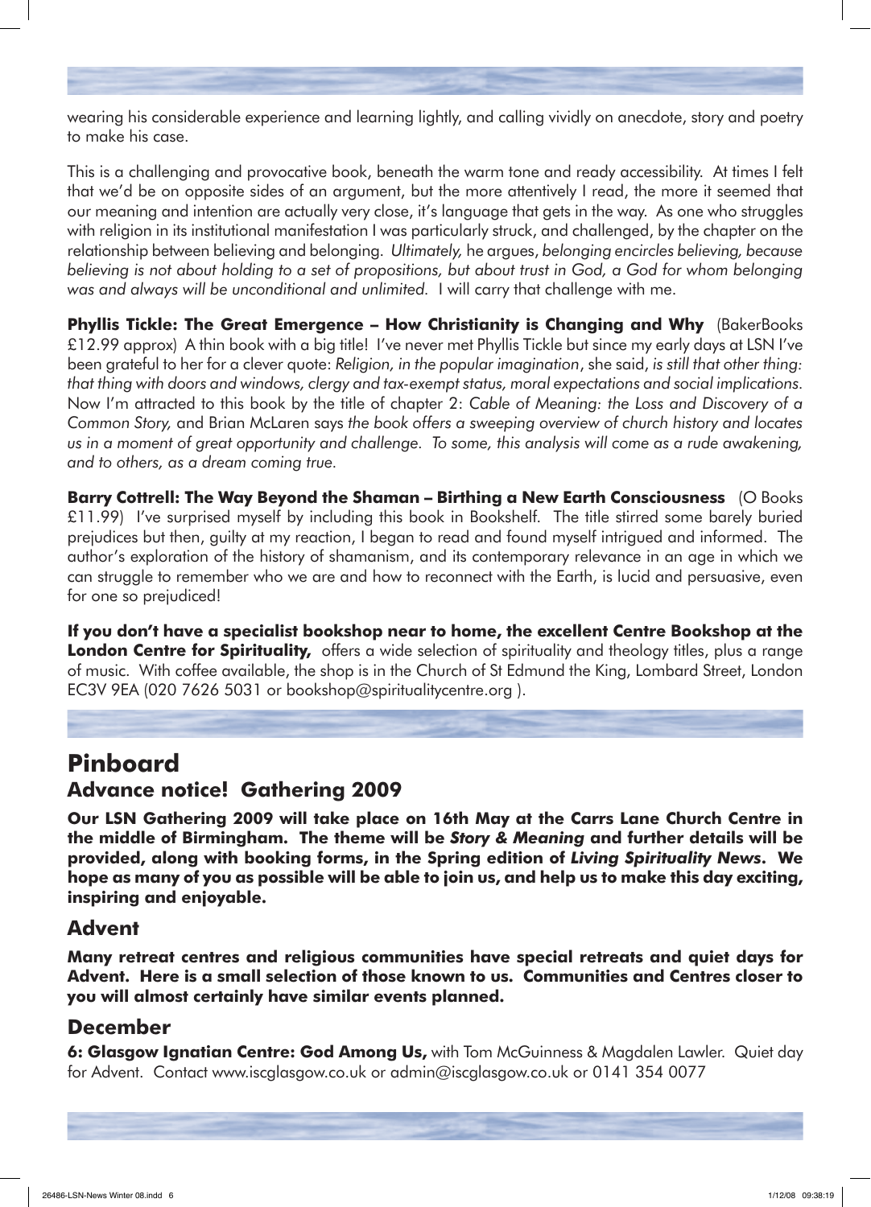wearing his considerable experience and learning lightly, and calling vividly on anecdote, story and poetry to make his case.

This is a challenging and provocative book, beneath the warm tone and ready accessibility. At times I felt that we'd be on opposite sides of an argument, but the more attentively I read, the more it seemed that our meaning and intention are actually very close, it's language that gets in the way. As one who struggles with religion in its institutional manifestation I was particularly struck, and challenged, by the chapter on the relationship between believing and belonging. *Ultimately,* he argues, *belonging encircles believing, because believing is not about holding to a set of propositions, but about trust in God, a God for whom belonging was and always will be unconditional and unlimited.* I will carry that challenge with me.

**Phyllis Tickle: The Great Emergence – How Christianity is Changing and Why** (BakerBooks £12.99 approx) A thin book with a big title! I've never met Phyllis Tickle but since my early days at LSN I've been grateful to her for a clever quote: *Religion, in the popular imagination*, she said, *is still that other thing: that thing with doors and windows, clergy and tax-exempt status, moral expectations and social implications.* Now I'm attracted to this book by the title of chapter 2: *Cable of Meaning: the Loss and Discovery of a Common Story,* and Brian McLaren says *the book offers a sweeping overview of church history and locates us in a moment of great opportunity and challenge. To some, this analysis will come as a rude awakening, and to others, as a dream coming true.*

**Barry Cottrell: The Way Beyond the Shaman – Birthing a New Earth Consciousness** (O Books £11.99) I've surprised myself by including this book in Bookshelf. The title stirred some barely buried prejudices but then, guilty at my reaction, I began to read and found myself intrigued and informed. The author's exploration of the history of shamanism, and its contemporary relevance in an age in which we can struggle to remember who we are and how to reconnect with the Earth, is lucid and persuasive, even for one so prejudiced!

**If you don't have a specialist bookshop near to home, the excellent Centre Bookshop at the London Centre for Spirituality,** offers a wide selection of spirituality and theology titles, plus a range of music. With coffee available, the shop is in the Church of St Edmund the King, Lombard Street, London EC3V 9EA (020 7626 5031 or bookshop@spiritualitycentre.org ).

# Pinboard

## Advance notice! Gathering 2009

**Our LSN Gathering 2009 will take place on 16th May at the Carrs Lane Church Centre in the middle of Birmingham. The theme will be *Story & Meaning* and further details will be provided, along with booking forms, in the Spring edition of *Living Spirituality News*. We hope as many of you as possible will be able to join us, and help us to make this day exciting, inspiring and enjoyable.**

## Advent

**Many retreat centres and religious communities have special retreats and quiet days for Advent. Here is a small selection of those known to us. Communities and Centres closer to you will almost certainly have similar events planned.**

## December

**6: Glasgow Ignatian Centre: God Among Us,** with Tom McGuinness & Magdalen Lawler. Quiet day for Advent. Contact www.iscglasgow.co.uk or admin@iscglasgow.co.uk or 0141 354 0077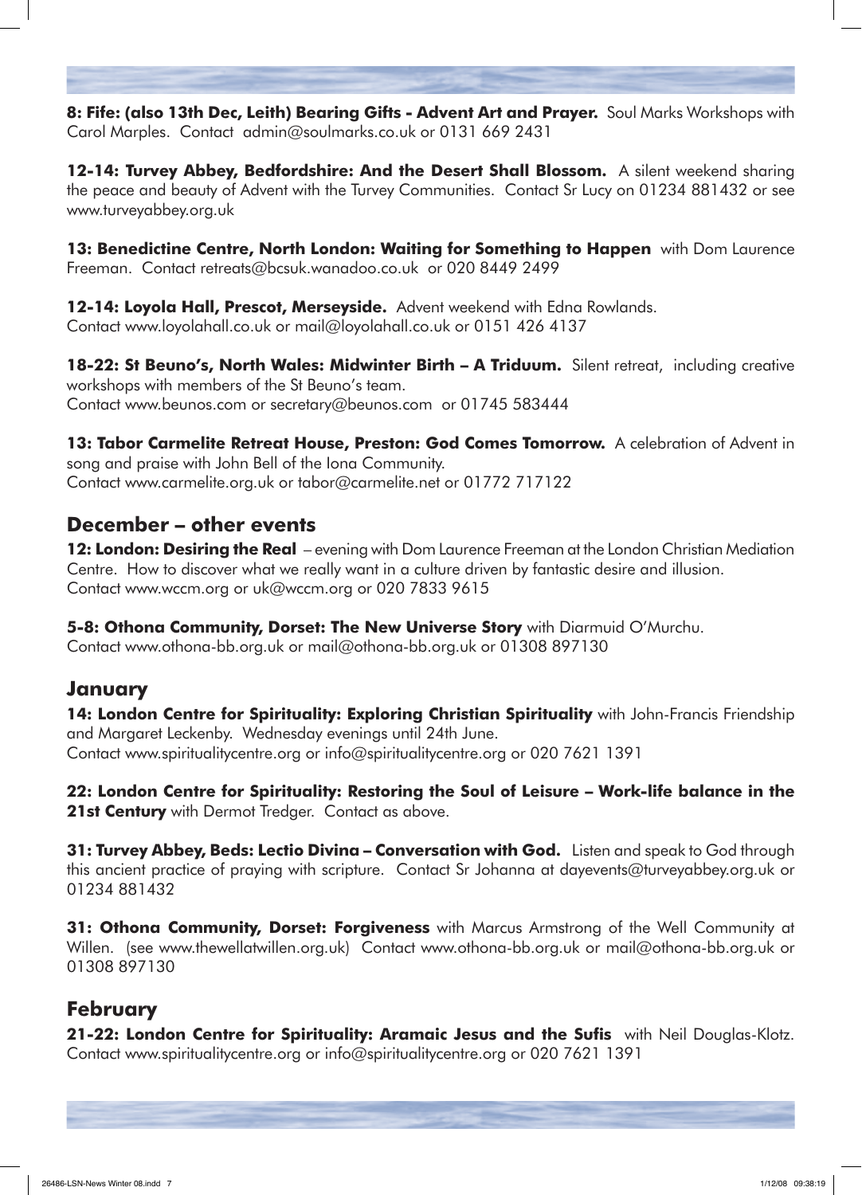**8: Fife: (also 13th Dec, Leith) Bearing Gifts - Advent Art and Prayer.** Soul Marks Workshops with Carol Marples. Contact admin@soulmarks.co.uk or 0131 669 2431

**12-14: Turvey Abbey, Bedfordshire: And the Desert Shall Blossom.** A silent weekend sharing the peace and beauty of Advent with the Turvey Communities. Contact Sr Lucy on 01234 881432 or see www.turveyabbey.org.uk

**13: Benedictine Centre, North London: Waiting for Something to Happen** with Dom Laurence Freeman. Contact retreats@bcsuk.wanadoo.co.uk or 020 8449 2499

**12-14: Loyola Hall, Prescot, Merseyside.** Advent weekend with Edna Rowlands.
Contact www.loyolahall.co.uk or mail@loyolahall.co.uk or 0151 426 4137

**18-22: St Beuno's, North Wales: Midwinter Birth – A Triduum.** Silent retreat, including creative workshops with members of the St Beuno's team.
Contact www.beunos.com or secretary@beunos.com or 01745 583444

**13: Tabor Carmelite Retreat House, Preston: God Comes Tomorrow.** A celebration of Advent in song and praise with John Bell of the Iona Community.
Contact www.carmelite.org.uk or tabor@carmelite.net or 01772 717122

## December – other events

**12: London: Desiring the Real** – evening with Dom Laurence Freeman at the London Christian Mediation Centre. How to discover what we really want in a culture driven by fantastic desire and illusion.
Contact www.wccm.org or uk@wccm.org or 020 7833 9615

**5-8: Othona Community, Dorset: The New Universe Story** with Diarmuid O'Murchu.
Contact www.othona-bb.org.uk or mail@othona-bb.org.uk or 01308 897130

## January

**14: London Centre for Spirituality: Exploring Christian Spirituality** with John-Francis Friendship and Margaret Leckenby. Wednesday evenings until 24th June.
Contact www.spiritualitycentre.org or info@spiritualitycentre.org or 020 7621 1391

**22: London Centre for Spirituality: Restoring the Soul of Leisure – Work-life balance in the 21st Century** with Dermot Tredger. Contact as above.

**31: Turvey Abbey, Beds: Lectio Divina – Conversation with God.** Listen and speak to God through this ancient practice of praying with scripture. Contact Sr Johanna at dayevents@turveyabbey.org.uk or 01234 881432

**31: Othona Community, Dorset: Forgiveness** with Marcus Armstrong of the Well Community at Willen. (see www.thewellatwillen.org.uk) Contact www.othona-bb.org.uk or mail@othona-bb.org.uk or 01308 897130

## February

**21-22: London Centre for Spirituality: Aramaic Jesus and the Sufis** with Neil Douglas-Klotz.
Contact www.spiritualitycentre.org or info@spiritualitycentre.org or 020 7621 1391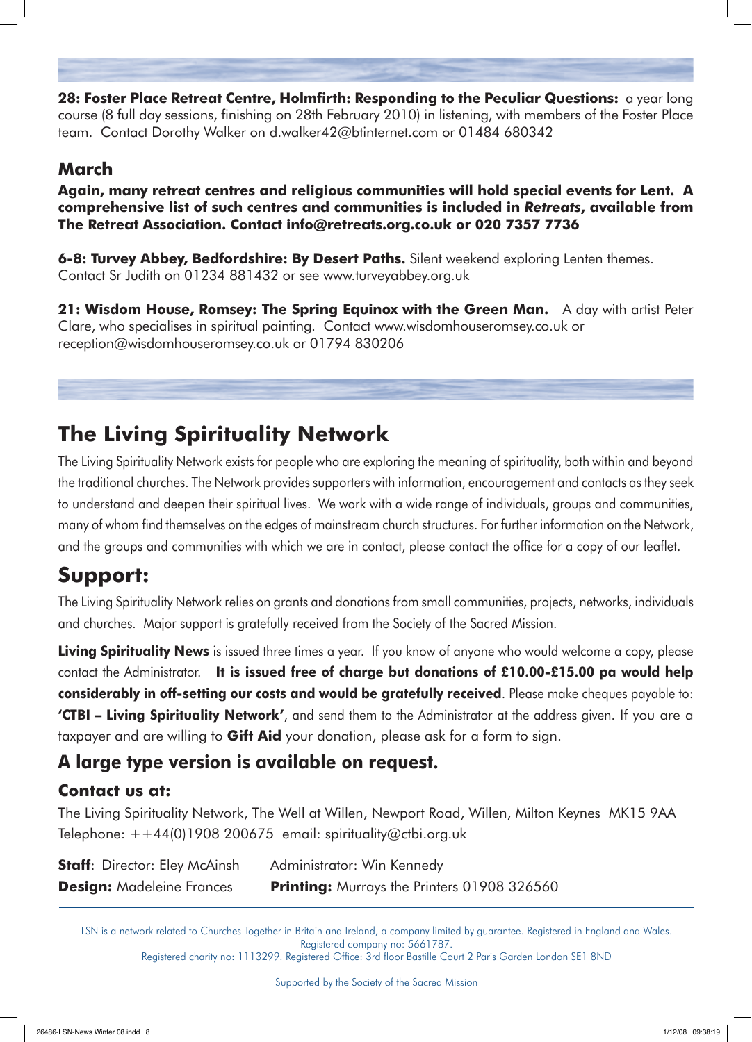**28: Foster Place Retreat Centre, Holmfirth: Responding to the Peculiar Questions:** a year long course (8 full day sessions, finishing on 28th February 2010) in listening, with members of the Foster Place team. Contact Dorothy Walker on d.walker42@btinternet.com or 01484 680342

## March

**Again, many retreat centres and religious communities will hold special events for Lent. A comprehensive list of such centres and communities is included in *Retreats*, available from The Retreat Association. Contact info@retreats.org.co.uk or 020 7357 7736**

**6-8: Turvey Abbey, Bedfordshire: By Desert Paths.** Silent weekend exploring Lenten themes. Contact Sr Judith on 01234 881432 or see www.turveyabbey.org.uk

**21: Wisdom House, Romsey: The Spring Equinox with the Green Man.** A day with artist Peter Clare, who specialises in spiritual painting. Contact www.wisdomhouseromsey.co.uk or reception@wisdomhouseromsey.co.uk or 01794 830206

# The Living Spirituality Network

The Living Spirituality Network exists for people who are exploring the meaning of spirituality, both within and beyond the traditional churches. The Network provides supporters with information, encouragement and contacts as they seek to understand and deepen their spiritual lives. We work with a wide range of individuals, groups and communities, many of whom find themselves on the edges of mainstream church structures. For further information on the Network, and the groups and communities with which we are in contact, please contact the office for a copy of our leaflet.

# Support:

The Living Spirituality Network relies on grants and donations from small communities, projects, networks, individuals and churches. Major support is gratefully received from the Society of the Sacred Mission.

**Living Spirituality News** is issued three times a year. If you know of anyone who would welcome a copy, please contact the Administrator. **It is issued free of charge but donations of £10.00-£15.00 pa would help considerably in off-setting our costs and would be gratefully received**. Please make cheques payable to: **'CTBI – Living Spirituality Network'**, and send them to the Administrator at the address given. If you are a taxpayer and are willing to **Gift Aid** your donation, please ask for a form to sign.

## A large type version is available on request.

### Contact us at:

The Living Spirituality Network, The Well at Willen, Newport Road, Willen, Milton Keynes MK15 9AA
Telephone: ++44(0)1908 200675 email: spirituality@ctbi.org.uk

**Staff**: Director: Eley McAinsh Administrator: Win Kennedy
**Design:** Madeleine Frances **Printing:** Murrays the Printers 01908 326560

LSN is a network related to Churches Together in Britain and Ireland, a company limited by guarantee. Registered in England and Wales.
Registered company no: 5661787.
Registered charity no: 1113299. Registered Office: 3rd floor Bastille Court 2 Paris Garden London SE1 8ND

Supported by the Society of the Sacred Mission